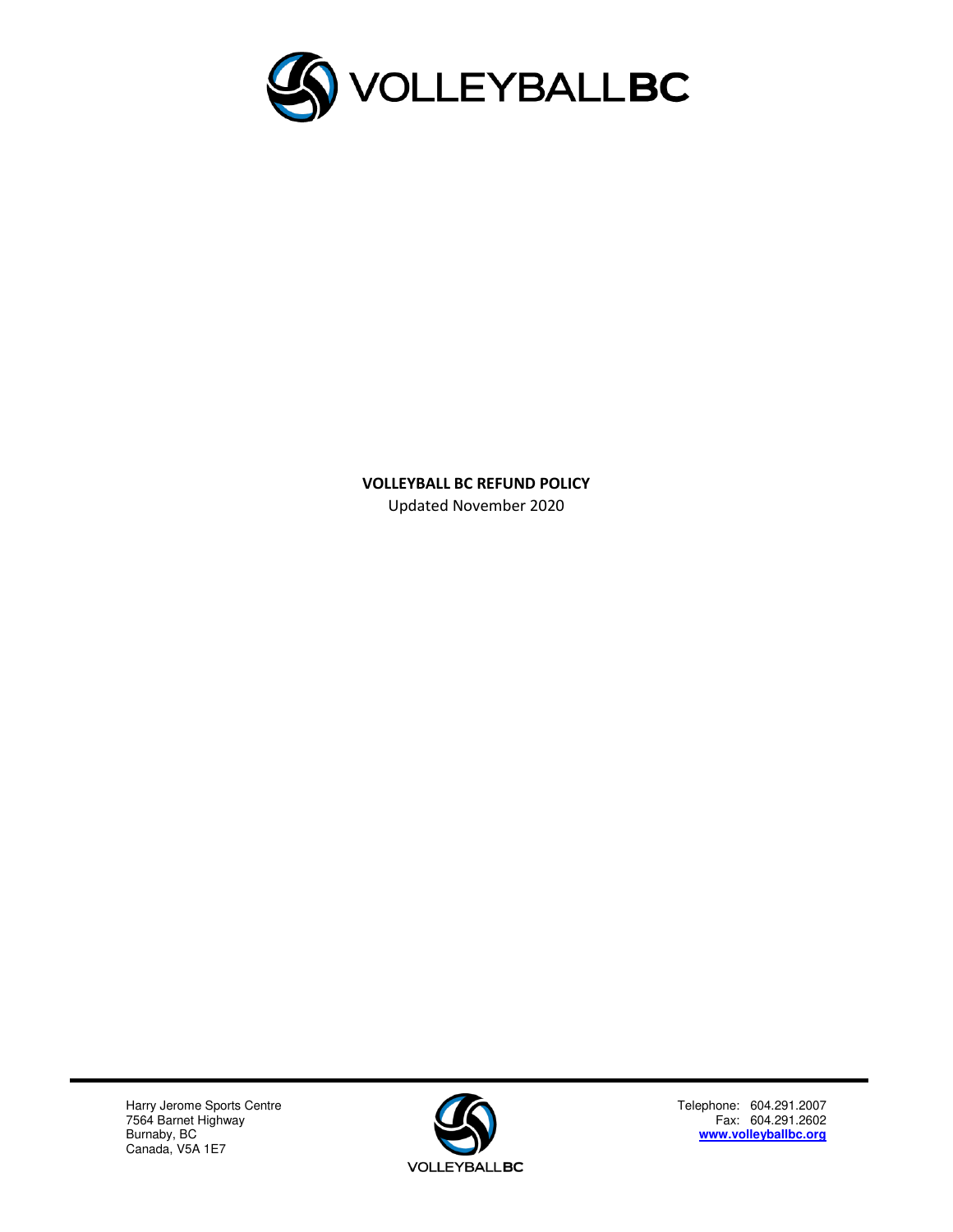**VOLLEYBALL BC REFUND POLICY**

Updated November 2020

Harry Jerome Sports Centre
7564 Barnet Highway
Burnaby, BC
Canada, V5A 1E7

Telephone: 604.291.2007
Fax: 604.291.2602
**www.volleyballbc.org**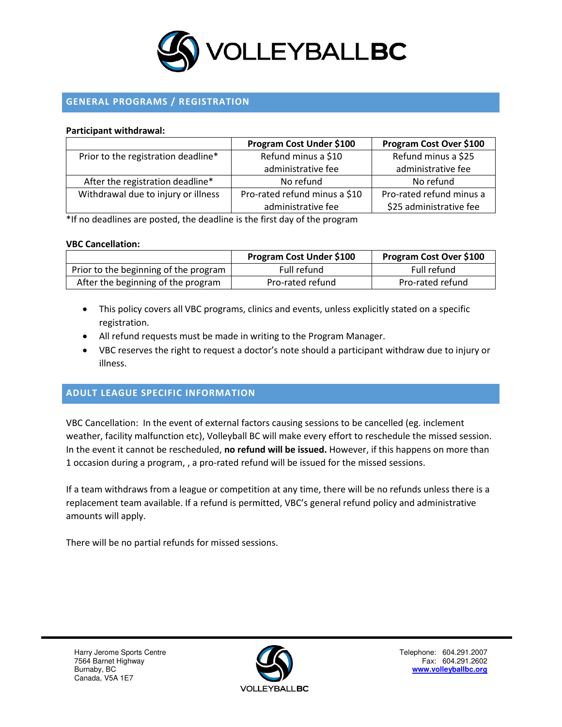## GENERAL PROGRAMS / REGISTRATION

**Participant withdrawal:**

| | Program Cost Under $100 | Program Cost Over $100 |
|---|---|---|
| Prior to the registration deadline* | Refund minus a $10 administrative fee | Refund minus a $25 administrative fee |
| After the registration deadline* | No refund | No refund |
| Withdrawal due to injury or illness | Pro-rated refund minus a $10 administrative fee | Pro-rated refund minus a $25 administrative fee |

*If no deadlines are posted, the deadline is the first day of the program

**VBC Cancellation:**

| | Program Cost Under $100 | Program Cost Over $100 |
|---|---|---|
| Prior to the beginning of the program | Full refund | Full refund |
| After the beginning of the program | Pro-rated refund | Pro-rated refund |

- This policy covers all VBC programs, clinics and events, unless explicitly stated on a specific registration.
- All refund requests must be made in writing to the Program Manager.
- VBC reserves the right to request a doctor's note should a participant withdraw due to injury or illness.

## ADULT LEAGUE SPECIFIC INFORMATION

VBC Cancellation: In the event of external factors causing sessions to be cancelled (eg. inclement weather, facility malfunction etc), Volleyball BC will make every effort to reschedule the missed session. In the event it cannot be rescheduled, **no refund will be issued.** However, if this happens on more than 1 occasion during a program, , a pro-rated refund will be issued for the missed sessions.

If a team withdraws from a league or competition at any time, there will be no refunds unless there is a replacement team available. If a refund is permitted, VBC's general refund policy and administrative amounts will apply.

There will be no partial refunds for missed sessions.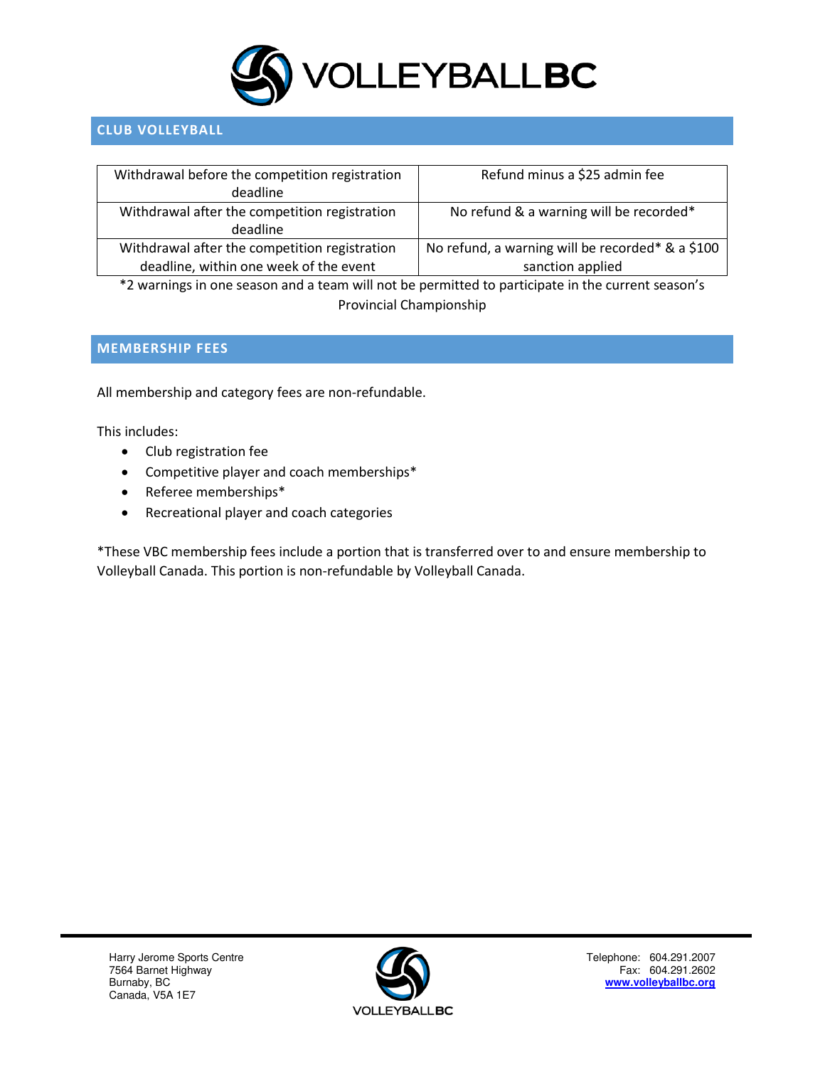## CLUB VOLLEYBALL

| | |
|---|---|
| Withdrawal before the competition registration deadline | Refund minus a $25 admin fee |
| Withdrawal after the competition registration deadline | No refund & a warning will be recorded* |
| Withdrawal after the competition registration deadline, within one week of the event | No refund, a warning will be recorded* & a $100 sanction applied |

*2 warnings in one season and a team will not be permitted to participate in the current season's Provincial Championship

## MEMBERSHIP FEES

All membership and category fees are non-refundable.

This includes:

- Club registration fee
- Competitive player and coach memberships*
- Referee memberships*
- Recreational player and coach categories

*These VBC membership fees include a portion that is transferred over to and ensure membership to Volleyball Canada. This portion is non-refundable by Volleyball Canada.